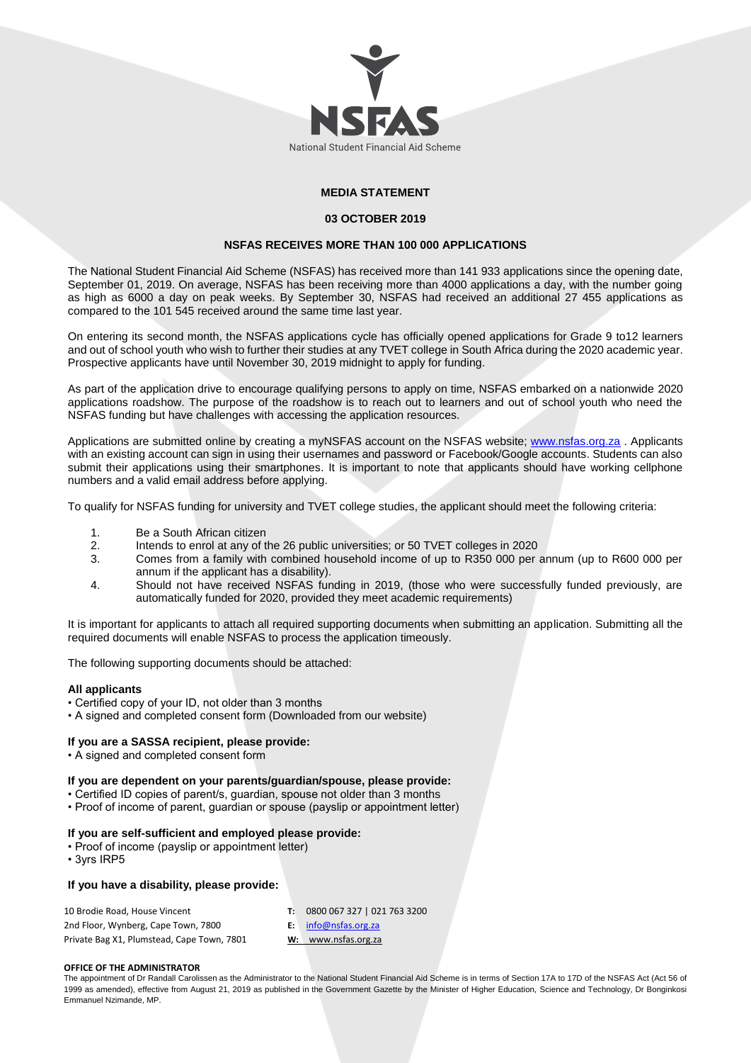NSFAS

National Student Financial Aid Scheme

**MEDIA STATEMENT**

**03 OCTOBER 2019**

# NSFAS RECEIVES MORE THAN 100 000 APPLICATIONS

The National Student Financial Aid Scheme (NSFAS) has received more than 141 933 applications since the opening date, September 01, 2019. On average, NSFAS has been receiving more than 4000 applications a day, with the number going as high as 6000 a day on peak weeks. By September 30, NSFAS had received an additional 27 455 applications as compared to the 101 545 received around the same time last year.

On entering its second month, the NSFAS applications cycle has officially opened applications for Grade 9 to12 learners and out of school youth who wish to further their studies at any TVET college in South Africa during the 2020 academic year. Prospective applicants have until November 30, 2019 midnight to apply for funding.

As part of the application drive to encourage qualifying persons to apply on time, NSFAS embarked on a nationwide 2020 applications roadshow. The purpose of the roadshow is to reach out to learners and out of school youth who need the NSFAS funding but have challenges with accessing the application resources.

Applications are submitted online by creating a myNSFAS account on the NSFAS website; www.nsfas.org.za . Applicants with an existing account can sign in using their usernames and password or Facebook/Google accounts. Students can also submit their applications using their smartphones. It is important to note that applicants should have working cellphone numbers and a valid email address before applying.

To qualify for NSFAS funding for university and TVET college studies, the applicant should meet the following criteria:

1. Be a South African citizen
2. Intends to enrol at any of the 26 public universities; or 50 TVET colleges in 2020
3. Comes from a family with combined household income of up to R350 000 per annum (up to R600 000 per annum if the applicant has a disability).
4. Should not have received NSFAS funding in 2019, (those who were successfully funded previously, are automatically funded for 2020, provided they meet academic requirements)

It is important for applicants to attach all required supporting documents when submitting an application. Submitting all the required documents will enable NSFAS to process the application timeously.

The following supporting documents should be attached:

**All applicants**

- Certified copy of your ID, not older than 3 months
- A signed and completed consent form (Downloaded from our website)

**If you are a SASSA recipient, please provide:**

- A signed and completed consent form

**If you are dependent on your parents/guardian/spouse, please provide:**

- Certified ID copies of parent/s, guardian, spouse not older than 3 months
- Proof of income of parent, guardian or spouse (payslip or appointment letter)

**If you are self-sufficient and employed please provide:**

- Proof of income (payslip or appointment letter)
- 3yrs IRP5

**If you have a disability, please provide:**

10 Brodie Road, House Vincent
2nd Floor, Wynberg, Cape Town, 7800
Private Bag X1, Plumstead, Cape Town, 7801

**T:** 0800 067 327 | 021 763 3200
**E:** info@nsfas.org.za
**W:** www.nsfas.org.za

**OFFICE OF THE ADMINISTRATOR**

The appointment of Dr Randall Carolissen as the Administrator to the National Student Financial Aid Scheme is in terms of Section 17A to 17D of the NSFAS Act (Act 56 of 1999 as amended), effective from August 21, 2019 as published in the Government Gazette by the Minister of Higher Education, Science and Technology, Dr Bonginkosi Emmanuel Nzimande, MP.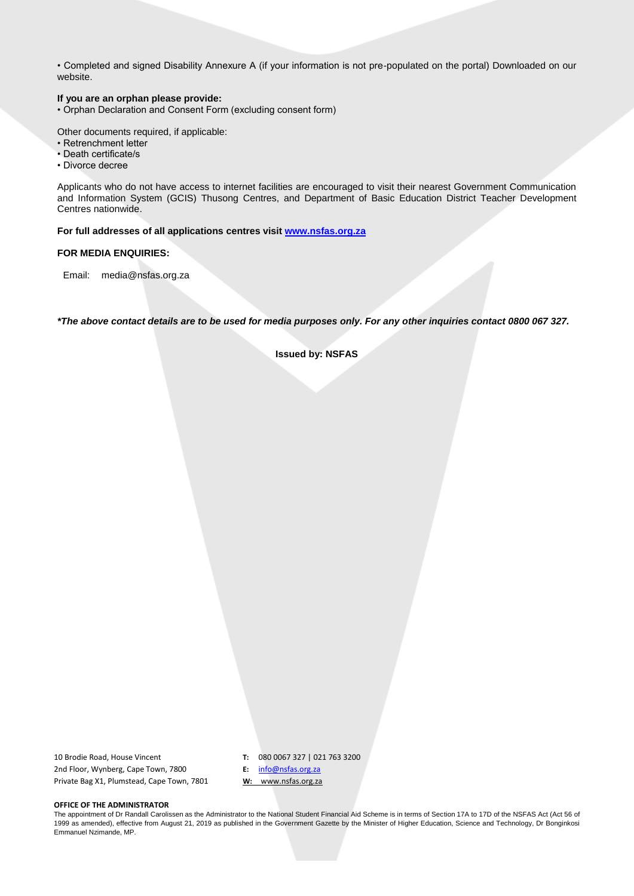• Completed and signed Disability Annexure A (if your information is not pre-populated on the portal) Downloaded on our website.

**If you are an orphan please provide:**
• Orphan Declaration and Consent Form (excluding consent form)

Other documents required, if applicable:
• Retrenchment letter
• Death certificate/s
• Divorce decree

Applicants who do not have access to internet facilities are encouraged to visit their nearest Government Communication and Information System (GCIS) Thusong Centres, and Department of Basic Education District Teacher Development Centres nationwide.

**For full addresses of all applications centres visit [www.nsfas.org.za](http://www.nsfas.org.za)**

**FOR MEDIA ENQUIRIES:**

Email: media@nsfas.org.za

***The above contact details are to be used for media purposes only. For any other inquiries contact 0800 067 327.***

**Issued by: NSFAS**

10 Brodie Road, House Vincent
2nd Floor, Wynberg, Cape Town, 7800
Private Bag X1, Plumstead, Cape Town, 7801

**T:** 080 0067 327 | 021 763 3200
**E:** info@nsfas.org.za
**W:** www.nsfas.org.za

**OFFICE OF THE ADMINISTRATOR**

The appointment of Dr Randall Carolissen as the Administrator to the National Student Financial Aid Scheme is in terms of Section 17A to 17D of the NSFAS Act (Act 56 of 1999 as amended), effective from August 21, 2019 as published in the Government Gazette by the Minister of Higher Education, Science and Technology, Dr Bonginkosi Emmanuel Nzimande, MP.